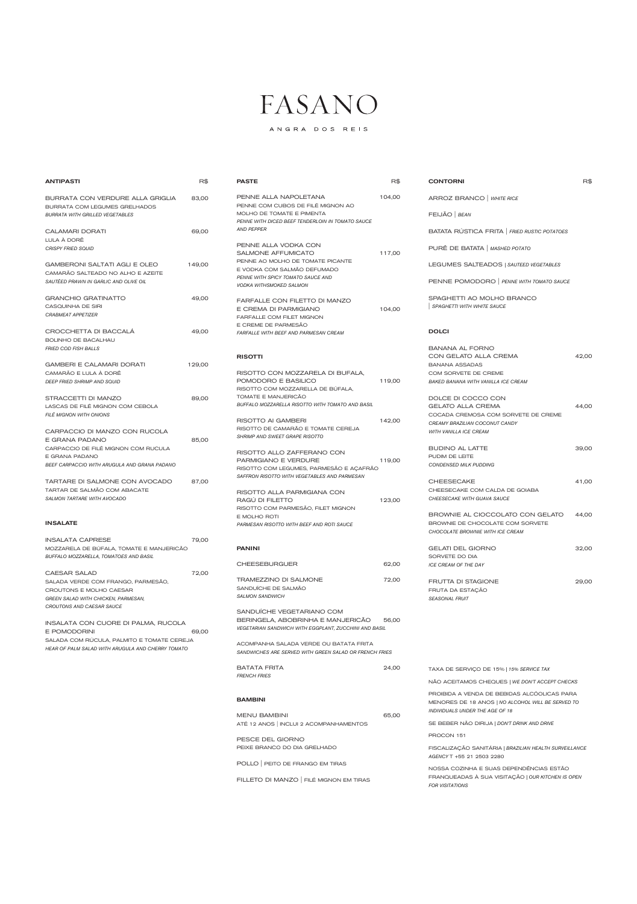# FASANO

ANGRA DOS REIS

## ANTIPASTI

R$

**BURRATA CON VERDURE ALLA GRIGLIA** — 83,00
BURRATA COM LEGUMES GRELHADOS
*BURRATA WITH GRILLED VEGETABLES*

**CALAMARI DORATI** — 69,00
LULA À DORÊ
*CRISPY FRIED SQUID*

**GAMBERONI SALTATI AGLI E OLEO** — 149,00
CAMARÃO SALTEADO NO ALHO E AZEITE
*SAUTÉED PRAWN IN GARLIC AND OLIVE OIL*

**GRANCHIO GRATINATTO** — 49,00
CASQUINHA DE SIRI
*CRABMEAT APPETIZER*

**CROCCHETTA DI BACCALÀ** — 49,00
BOLINHO DE BACALHAU
*FRIED COD FISH BALLS*

**GAMBERI E CALAMARI DORATI** — 129,00
CAMARÃO E LULA À DORÊ
*DEEP FRIED SHRIMP AND SQUID*

**STRACCETTI DI MANZO** — 89,00
LASCAS DE FILÉ MIGNON COM CEBOLA
*FILÉ MIGNON WITH ONIONS*

**CARPACCIO DI MANZO CON RUCOLA E GRANA PADANO** — 85,00
CARPACCIO DE FILÉ MIGNON COM RUCULA E GRANA PADANO
*BEEF CARPACCIO WITH ARUGULA AND GRANA PADANO*

**TARTARE DI SALMONE CON AVOCADO** — 87,00
TARTAR DE SALMÃO COM ABACATE
*SALMON TARTARE WITH AVOCADO*

## INSALATE

**INSALATA CAPRESE** — 79,00
MOZZARELA DE BÚFALA, TOMATE E MANJERICÃO
*BUFFALO MOZZARELLA, TOMATOES AND BASIL*

**CAESAR SALAD** — 72,00
SALADA VERDE COM FRANGO, PARMESÃO, CROUTONS E MOLHO CAESAR
*GREEN SALAD WITH CHICKEN, PARMESAN, CROUTONS AND CAESAR SAUCE*

**INSALATA CON CUORE DI PALMA, RUCOLA E POMODORINI** — 69,00
SALADA COM RÚCULA, PALMITO E TOMATE CEREJA
*HEAR OF PALM SALAD WITH ARUGULA AND CHERRY TOMATO*

## PASTE

R$

**PENNE ALLA NAPOLETANA** — 104,00
PENNE COM CUBOS DE FILÉ MIGNON AO MOLHO DE TOMATE E PIMENTA
*PENNE WITH DICED BEEF TENDERLOIN IN TOMATO SAUCE AND PEPPER*

**PENNE ALLA VODKA CON SALMONE AFFUMICATO** — 117,00
PENNE AO MOLHO DE TOMATE PICANTE E VODKA COM SALMÃO DEFUMADO
*PENNE WITH SPICY TOMATO SAUCE AND VODKA WITHSMOKED SALMON*

**FARFALLE CON FILETTO DI MANZO E CREMA DI PARMIGIANO** — 104,00
FARFALLE COM FILET MIGNON E CREME DE PARMESÃO
*FARFALLE WITH BEEF AND PARMESAN CREAM*

## RISOTTI

**RISOTTO CON MOZZARELA DI BUFALA, POMODORO E BASILICO** — 119,00
RISOTTO COM MOZZARELLA DE BÚFALA, TOMATE E MANJERICÃO
*BUFFALO MOZZARELLA RISOTTO WITH TOMATO AND BASIL*

**RISOTTO AI GAMBERI** — 142,00
RISOTTO DE CAMARÃO E TOMATE CEREJA
*SHRIMP AND SWEET GRAPE RISOTTO*

**RISOTTO ALLO ZAFFERANO CON PARMIGIANO E VERDURE** — 119,00
RISOTTO COM LEGUMES, PARMESÃO E AÇAFRÃO
*SAFFRON RISOTTO WITH VEGETABLES AND PARMESAN*

**RISOTTO ALLA PARMIGIANA CON RAGÙ DI FILETTO** — 123,00
RISOTTO COM PARMESÃO, FILET MIGNON E MOLHO ROTI
*PARMESAN RISOTTO WITH BEEF AND ROTI SAUCE*

## PANINI

**CHEESEBURGUER** — 62,00

**TRAMEZZINO DI SALMONE** — 72,00
SANDUÍCHE DE SALMÃO
*SALMON SANDWICH*

**SANDUÍCHE VEGETARIANO COM BERINGELA, ABOBRINHA E MANJERICÃO** — 56,00
*VEGETARIAN SANDWICH WITH EGGPLANT, ZUCCHINI AND BASIL*

ACOMPANHA SALADA VERDE OU BATATA FRITA
*SANDWICHES ARE SERVED WITH GREEN SALAD OR FRENCH FRIES*

**BATATA FRITA** — 24,00
*FRENCH FRIES*

## BAMBINI

**MENU BAMBINI** — 65,00
ATÉ 12 ANOS | INCLUI 2 ACOMPANHAMENTOS

PESCE DEL GIORNO
PEIXE BRANCO DO DIA GRELHADO

POLLO | PEITO DE FRANGO EM TIRAS

FILLETO DI MANZO | FILÉ MIGNON EM TIRAS

## CONTORNI

R$

ARROZ BRANCO | *WHITE RICE*

FEIJÃO | *BEAN*

BATATA RÚSTICA FRITA | *FRIED RUSTIC POTATOES*

PURÊ DE BATATA | *MASHED POTATO*

LEGUMES SALTEADOS | *SAUTEED VEGETABLES*

PENNE POMODORO | *PENNE WITH TOMATO SAUCE*

SPAGHETTI AO MOLHO BRANCO | *SPAGHETTI WITH WHITE SAUCE*

## DOLCI

**BANANA AL FORNO CON GELATO ALLA CREMA** — 42,00
BANANA ASSADAS COM SORVETE DE CREME
*BAKED BANANA WITH VANILLA ICE CREAM*

**DOLCE DI COCCO CON GELATO ALLA CREMA** — 44,00
COCADA CREMOSA COM SORVETE DE CREME
*CREAMY BRAZILIAN COCONUT CANDY WITH VANILLA ICE CREAM*

**BUDINO AL LATTE** — 39,00
PUDIM DE LEITE
*CONDENSED MILK PUDDING*

**CHEESECAKE** — 41,00
CHEESECAKE COM CALDA DE GOIABA
*CHEESECAKE WITH GUAVA SAUCE*

**BROWNIE AL CIOCCOLATO CON GELATO** — 44,00
BROWNIE DE CHOCOLATE COM SORVETE
*CHOCOLATE BROWNIE WITH ICE CREAM*

**GELATI DEL GIORNO** — 32,00
SORVETE DO DIA
*ICE CREAM OF THE DAY*

**FRUTTA DI STAGIONE** — 29,00
FRUTA DA ESTAÇÃO
*SEASONAL FRUIT*

---

TAXA DE SERVIÇO DE 15% | *15% SERVICE TAX*

NÃO ACEITAMOS CHEQUES | *WE DON'T ACCEPT CHECKS*

PROIBIDA A VENDA DE BEBIDAS ALCÓOLICAS PARA MENORES DE 18 ANOS | *NO ALCOHOL WILL BE SERVED TO INDIVIDUALS UNDER THE AGE OF 18*

SE BEBER NÃO DIRIJA | *DON'T DRINK AND DRIVE*

PROCON 151

FISCALIZAÇÃO SANITÁRIA | *BRAZILIAN HEALTH SURVEILLANCE AGENCY* T +55 21 2503 2280

NOSSA COZINHA E SUAS DEPENDÊNCIAS ESTÃO FRANQUEADAS À SUA VISITAÇÃO | *OUR KITCHEN IS OPEN FOR VISITATIONS*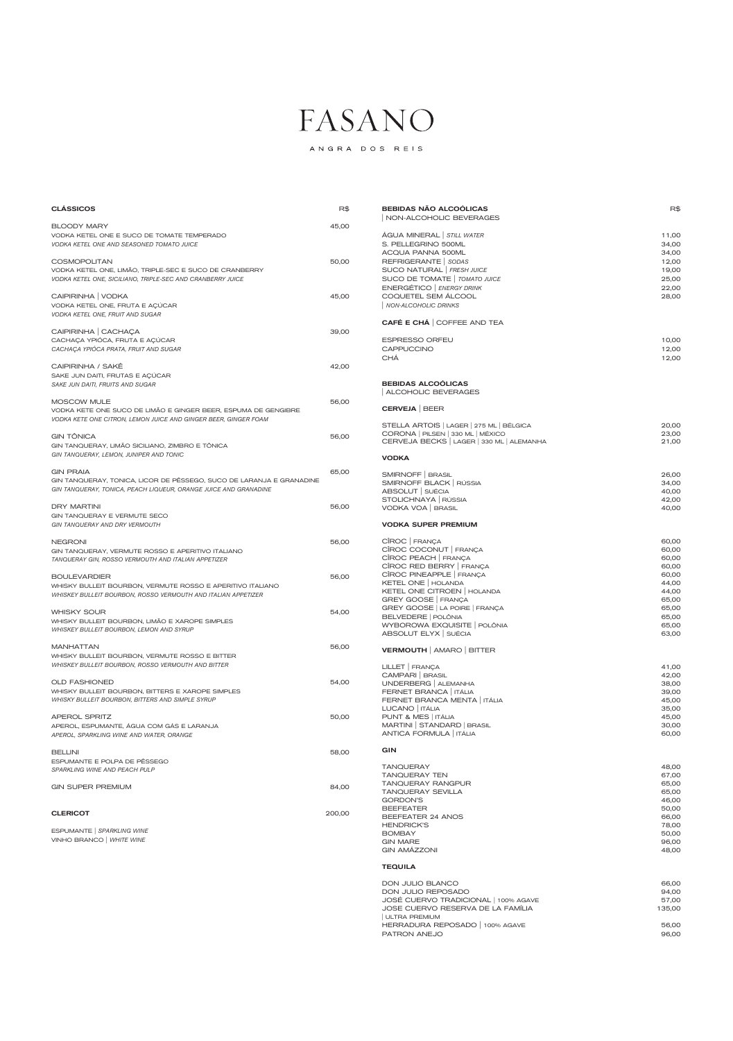# FASANO

ANGRA DOS REIS

## CLÁSSICOS — R$

**BLOODY MARY** — 45,00
VODKA KETEL ONE E SUCO DE TOMATE TEMPERADO
*VODKA KETEL ONE AND SEASONED TOMATO JUICE*

**COSMOPOLITAN** — 50,00
VODKA KETEL ONE, LIMÃO, TRIPLE-SEC E SUCO DE CRANBERRY
*VODKA KETEL ONE, SICILIANO, TRIPLE-SEC AND CRANBERRY JUICE*

**CAIPIRINHA | VODKA** — 45,00
VODKA KETEL ONE, FRUTA E AÇÚCAR
*VODKA KETEL ONE, FRUIT AND SUGAR*

**CAIPIRINHA | CACHAÇA** — 39,00
CACHAÇA YPIÓCA, FRUTA E AÇÚCAR
*CACHAÇA YPIÓCA PRATA, FRUIT AND SUGAR*

**CAIPIRINHA / SAKÊ** — 42,00
SAKE JUN DAITI, FRUTAS E AÇÚCAR
*SAKE JUN DAITI, FRUITS AND SUGAR*

**MOSCOW MULE** — 56,00
VODKA KETE ONE SUCO DE LIMÃO E GINGER BEER, ESPUMA DE GENGIBRE
*VODKA KETE ONE CITRON, LEMON JUICE AND GINGER BEER, GINGER FOAM*

**GIN TÔNICA** — 56,00
GIN TANQUERAY, LIMÃO SICILIANO, ZIMBRO E TÔNICA
*GIN TANQUERAY, LEMON, JUNIPER AND TONIC*

**GIN PRAIA** — 65,00
GIN TANQUERAY, TONICA, LICOR DE PÊSSEGO, SUCO DE LARANJA E GRANADINE
*GIN TANQUERAY, TONICA, PEACH LIQUEUR, ORANGE JUICE AND GRANADINE*

**DRY MARTINI** — 56,00
GIN TANQUERAY E VERMUTE SECO
*GIN TANQUERAY AND DRY VERMOUTH*

**NEGRONI** — 56,00
GIN TANQUERAY, VERMUTE ROSSO E APERITIVO ITALIANO
*TANQUERAY GIN, ROSSO VERMOUTH AND ITALIAN APPETIZER*

**BOULEVARDIER** — 56,00
WHISKY BULLEIT BOURBON, VERMUTE ROSSO E APERITIVO ITALIANO
*WHISKEY BULLEIT BOURBON, ROSSO VERMOUTH AND ITALIAN APPETIZER*

**WHISKY SOUR** — 54,00
WHISKY BULLEIT BOURBON, LIMÃO E XAROPE SIMPLES
*WHISKEY BULLEIT BOURBON, LEMON AND SYRUP*

**MANHATTAN** — 56,00
WHISKY BULLEIT BOURBON, VERMUTE ROSSO E BITTER
*WHISKEY BULLEIT BOURBON, ROSSO VERMOUTH AND BITTER*

**OLD FASHIONED** — 54,00
WHISKY BULLEIT BOURBON, BITTERS E XAROPE SIMPLES
*WHISKY BULLEIT BOURBON, BITTERS AND SIMPLE SYRUP*

**APEROL SPRITZ** — 50,00
APEROL, ESPUMANTE, ÁGUA COM GÁS E LARANJA
*APEROL, SPARKLING WINE AND WATER, ORANGE*

**BELLINI** — 58,00
ESPUMANTE E POLPA DE PÊSSEGO
*SPARKLING WINE AND PEACH PULP*

**GIN SUPER PREMIUM** — 84,00

## CLERICOT — 200,00

ESPUMANTE | *SPARKLING WINE*
VINHO BRANCO | *WHITE WINE*

## BEBIDAS NÃO ALCOÓLICAS | NON-ALCOHOLIC BEVERAGES — R$

| | R$ |
|---|---|
| ÁGUA MINERAL \| *STILL WATER* | 11,00 |
| S. PELLEGRINO 500ML | 34,00 |
| ACQUA PANNA 500ML | 34,00 |
| REFRIGERANTE \| *SODAS* | 12,00 |
| SUCO NATURAL \| *FRESH JUICE* | 19,00 |
| SUCO DE TOMATE \| *TOMATO JUICE* | 25,00 |
| ENERGÉTICO \| *ENERGY DRINK* | 22,00 |
| COQUETEL SEM ÁLCOOL \| *NON-ALCOHOLIC DRINKS* | 28,00 |

### CAFÉ E CHÁ | COFFEE AND TEA

| | |
|---|---|
| ESPRESSO ORFEU | 10,00 |
| CAPPUCCINO | 12,00 |
| CHÁ | 12,00 |

## BEBIDAS ALCOÓLICAS | ALCOHOLIC BEVERAGES

### CERVEJA | BEER

| | |
|---|---|
| STELLA ARTOIS \| LAGER \| 275 ML \| BÉLGICA | 20,00 |
| CORONA \| PILSEN \| 330 ML \| MÉXICO | 23,00 |
| CERVEJA BECKS \| LAGER \| 330 ML \| ALEMANHA | 21,00 |

### VODKA

| | |
|---|---|
| SMIRNOFF \| BRASIL | 26,00 |
| SMIRNOFF BLACK \| RÚSSIA | 34,00 |
| ABSOLUT \| SUÉCIA | 40,00 |
| STOLICHNAYA \| RÚSSIA | 42,00 |
| VODKA VOA \| BRASIL | 40,00 |

### VODKA SUPER PREMIUM

| | |
|---|---|
| CÎROC \| FRANÇA | 60,00 |
| CÎROC COCONUT \| FRANÇA | 60,00 |
| CÎROC PEACH \| FRANÇA | 60,00 |
| CÎROC RED BERRY \| FRANÇA | 60,00 |
| CÎROC PINEAPPLE \| FRANÇA | 60,00 |
| KETEL ONE \| HOLANDA | 44,00 |
| KETEL ONE CITROEN \| HOLANDA | 44,00 |
| GREY GOOSE \| FRANÇA | 65,00 |
| GREY GOOSE \| LA POIRE \| FRANÇA | 65,00 |
| BELVEDERE \| POLÔNIA | 65,00 |
| WYBOROWA EXQUISITE \| POLÔNIA | 65,00 |
| ABSOLUT ELYX \| SUÉCIA | 63,00 |

### VERMOUTH | AMARO | BITTER

| | |
|---|---|
| LILLET \| FRANÇA | 41,00 |
| CAMPARI \| BRASIL | 42,00 |
| UNDERBERG \| ALEMANHA | 38,00 |
| FERNET BRANCA \| ITÁLIA | 39,00 |
| FERNET BRANCA MENTA \| ITÁLIA | 45,00 |
| LUCANO \| ITÁLIA | 35,00 |
| PUNT & MES \| ITÁLIA | 45,00 |
| MARTINI \| STANDARD \| BRASIL | 30,00 |
| ANTICA FORMULA \| ITÁLIA | 60,00 |

### GIN

| | |
|---|---|
| TANQUERAY | 48,00 |
| TANQUERAY TEN | 67,00 |
| TANQUERAY RANGPUR | 65,00 |
| TANQUERAY SEVILLA | 65,00 |
| GORDON'S | 46,00 |
| BEEFEATER | 50,00 |
| BEEFEATER 24 ANOS | 66,00 |
| HENDRICK'S | 78,00 |
| BOMBAY | 50,00 |
| GIN MARE | 96,00 |
| GIN AMÁZZONI | 48,00 |

### TEQUILA

| | |
|---|---|
| DON JULIO BLANCO | 66,00 |
| DON JULIO REPOSADO | 94,00 |
| JOSÉ CUERVO TRADICIONAL \| 100% AGAVE | 57,00 |
| JOSE CUERVO RESERVA DE LA FAMÍLIA \| ULTRA PREMIUM | 135,00 |
| HERRADURA REPOSADO \| 100% AGAVE | 56,00 |
| PATRON ANEJO | 96,00 |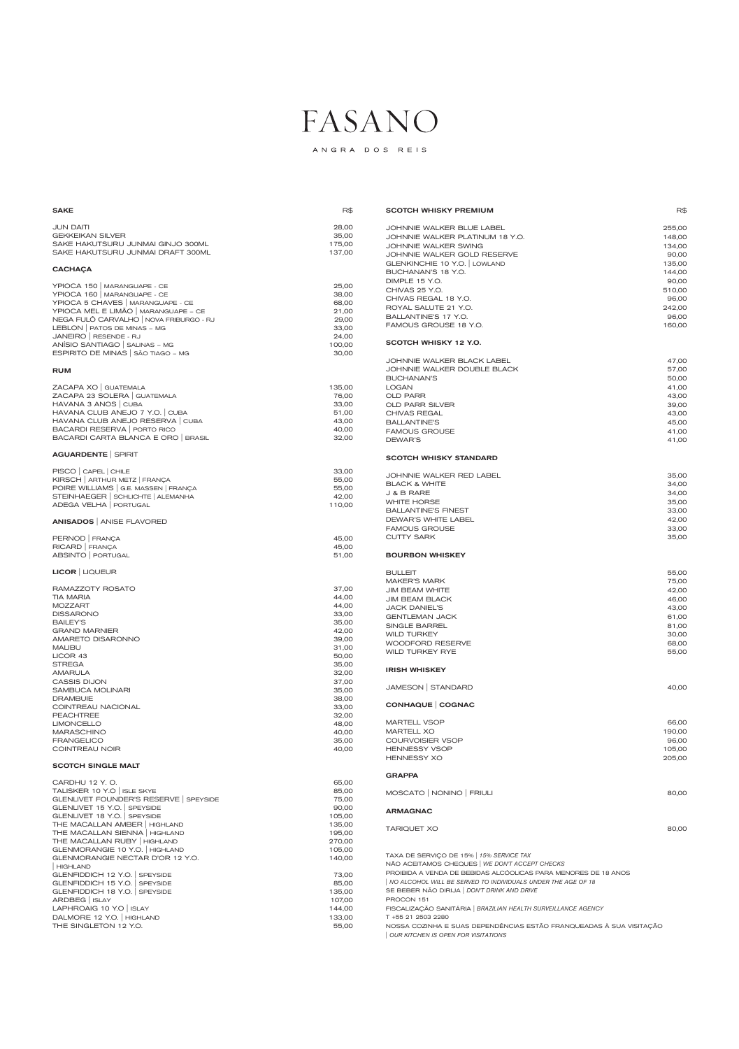# FASANO

ANGRA DOS REIS

## SAKE

| SAKE | R$ |
|---|---|
| JUN DAITI | 28,00 |
| GEKKEIKAN SILVER | 35,00 |
| SAKE HAKUTSURU JUNMAI GINJO 300ML | 175,00 |
| SAKE HAKUTSURU JUNMAI DRAFT 300ML | 137,00 |

## CACHAÇA

| | |
|---|---|
| YPIOCA 150 \| MARANGUAPE - CE | 25,00 |
| YPIOCA 160 \| MARANGUAPE - CE | 38,00 |
| YPIOCA 5 CHAVES \| MARANGUAPE - CE | 68,00 |
| YPIOCA MEL E LIMÃO \| MARANGUAPE – CE | 21,00 |
| NEGA FULÔ CARVALHO \| NOVA FRIBURGO - RJ | 29,00 |
| LEBLON \| PATOS DE MINAS – MG | 33,00 |
| JANEIRO \| RESENDE - RJ | 24,00 |
| ANÍSIO SANTIAGO \| SALINAS – MG | 100,00 |
| ESPIRITO DE MINAS \| SÃO TIAGO – MG | 30,00 |

## RUM

| | |
|---|---|
| ZACAPA XO \| GUATEMALA | 135,00 |
| ZACAPA 23 SOLERA \| GUATEMALA | 76,00 |
| HAVANA 3 ANOS \| CUBA | 33,00 |
| HAVANA CLUB ANEJO 7 Y.O. \| CUBA | 51,00 |
| HAVANA CLUB ANEJO RESERVA \| CUBA | 43,00 |
| BACARDI RESERVA \| PORTO RICO | 40,00 |
| BACARDI CARTA BLANCA E ORO \| BRASIL | 32,00 |

## AGUARDENTE | SPIRIT

| | |
|---|---|
| PISCO \| CAPEL \| CHILE | 33,00 |
| KIRSCH \| ARTHUR METZ \| FRANÇA | 55,00 |
| POIRE WILLIAMS \| G.E. MASSEN \| FRANÇA | 55,00 |
| STEINHAEGER \| SCHLICHTE \| ALEMANHA | 42,00 |
| ADEGA VELHA \| PORTUGAL | 110,00 |

## ANISADOS | ANISE FLAVORED

| | |
|---|---|
| PERNOD \| FRANÇA | 45,00 |
| RICARD \| FRANÇA | 45,00 |
| ABSINTO \| PORTUGAL | 51,00 |

## LICOR | LIQUEUR

| | |
|---|---|
| RAMAZZOTY ROSATO | 37,00 |
| TIA MARIA | 44,00 |
| MOZZART | 44,00 |
| DISSARONO | 33,00 |
| BAILEY'S | 35,00 |
| GRAND MARNIER | 42,00 |
| AMARETO DISARONNO | 39,00 |
| MALIBU | 31,00 |
| LICOR 43 | 50,00 |
| STREGA | 35,00 |
| AMARULA | 32,00 |
| CASSIS DIJON | 37,00 |
| SAMBUCA MOLINARI | 35,00 |
| DRAMBUIE | 38,00 |
| COINTREAU NACIONAL | 33,00 |
| PEACHTREE | 32,00 |
| LIMONCELLO | 48,00 |
| MARASCHINO | 40,00 |
| FRANGELICO | 35,00 |
| COINTREAU NOIR | 40,00 |

## SCOTCH SINGLE MALT

| | |
|---|---|
| CARDHU 12 Y. O. | 65,00 |
| TALISKER 10 Y.O \| ISLE SKYE | 85,00 |
| GLENLIVET FOUNDER'S RESERVE \| SPEYSIDE | 75,00 |
| GLENLIVET 15 Y.O. \| SPEYSIDE | 90,00 |
| GLENLIVET 18 Y.O. \| SPEYSIDE | 105,00 |
| THE MACALLAN AMBER \| HIGHLAND | 135,00 |
| THE MACALLAN SIENNA \| HIGHLAND | 195,00 |
| THE MACALLAN RUBY \| HIGHLAND | 270,00 |
| GLENMORANGIE 10 Y.O. \| HIGHLAND | 105,00 |
| GLENMORANGIE NECTAR D'OR 12 Y.O. \| HIGHLAND | 140,00 |
| GLENFIDDICH 12 Y.O. \| SPEYSIDE | 73,00 |
| GLENFIDDICH 15 Y.O. \| SPEYSIDE | 85,00 |
| GLENFIDDICH 18 Y.O. \| SPEYSIDE | 135,00 |
| ARDBEG \| ISLAY | 107,00 |
| LAPHROAIG 10 Y.O \| ISLAY | 144,00 |
| DALMORE 12 Y.O. \| HIGHLAND | 133,00 |
| THE SINGLETON 12 Y.O. | 55,00 |

## SCOTCH WHISKY PREMIUM

| SCOTCH WHISKY PREMIUM | R$ |
|---|---|
| JOHNNIE WALKER BLUE LABEL | 255,00 |
| JOHNNIE WALKER PLATINUM 18 Y.O. | 148,00 |
| JOHNNIE WALKER SWING | 134,00 |
| JOHNNIE WALKER GOLD RESERVE | 90,00 |
| GLENKINCHIE 10 Y.O. \| LOWLAND | 135,00 |
| BUCHANAN'S 18 Y.O. | 144,00 |
| DIMPLE 15 Y.O. | 90,00 |
| CHIVAS 25 Y.O. | 510,00 |
| CHIVAS REGAL 18 Y.O. | 96,00 |
| ROYAL SALUTE 21 Y.O. | 242,00 |
| BALLANTINE'S 17 Y.O. | 96,00 |
| FAMOUS GROUSE 18 Y.O. | 160,00 |

## SCOTCH WHISKY 12 Y.O.

| | |
|---|---|
| JOHNNIE WALKER BLACK LABEL | 47,00 |
| JOHNNIE WALKER DOUBLE BLACK | 57,00 |
| BUCHANAN'S | 50,00 |
| LOGAN | 41,00 |
| OLD PARR | 43,00 |
| OLD PARR SILVER | 39,00 |
| CHIVAS REGAL | 43,00 |
| BALLANTINE'S | 45,00 |
| FAMOUS GROUSE | 41,00 |
| DEWAR'S | 41,00 |

## SCOTCH WHISKY STANDARD

| | |
|---|---|
| JOHNNIE WALKER RED LABEL | 35,00 |
| BLACK & WHITE | 34,00 |
| J & B RARE | 34,00 |
| WHITE HORSE | 35,00 |
| BALLANTINE'S FINEST | 33,00 |
| DEWAR'S WHITE LABEL | 42,00 |
| FAMOUS GROUSE | 33,00 |
| CUTTY SARK | 35,00 |

## BOURBON WHISKEY

| | |
|---|---|
| BULLEIT | 55,00 |
| MAKER'S MARK | 75,00 |
| JIM BEAM WHITE | 42,00 |
| JIM BEAM BLACK | 46,00 |
| JACK DANIEL'S | 43,00 |
| GENTLEMAN JACK | 61,00 |
| SINGLE BARREL | 81,00 |
| WILD TURKEY | 30,00 |
| WOODFORD RESERVE | 68,00 |
| WILD TURKEY RYE | 55,00 |

## IRISH WHISKEY

| | |
|---|---|
| JAMESON \| STANDARD | 40,00 |

## CONHAQUE | COGNAC

| | |
|---|---|
| MARTELL VSOP | 66,00 |
| MARTELL XO | 190,00 |
| COURVOISIER VSOP | 96,00 |
| HENNESSY VSOP | 105,00 |
| HENNESSY XO | 205,00 |

## GRAPPA

| | |
|---|---|
| MOSCATO \| NONINO \| FRIULI | 80,00 |

## ARMAGNAC

| | |
|---|---|
| TARIQUET XO | 80,00 |

TAXA DE SERVIÇO DE 15% | *15% SERVICE TAX*
NÃO ACEITAMOS CHEQUES | *WE DON'T ACCEPT CHECKS*
PROIBIDA A VENDA DE BEBIDAS ALCÓOLICAS PARA MENORES DE 18 ANOS | *NO ALCOHOL WILL BE SERVED TO INDIVIDUALS UNDER THE AGE OF 18*
SE BEBER NÃO DIRIJA | *DON'T DRINK AND DRIVE*
PROCON 151
FISCALIZAÇÃO SANITÁRIA | *BRAZILIAN HEALTH SURVEILLANCE AGENCY*
T +55 21 2503 2280
NOSSA COZINHA E SUAS DEPENDÊNCIAS ESTÃO FRANQUEADAS À SUA VISITAÇÃO | *OUR KITCHEN IS OPEN FOR VISITATIONS*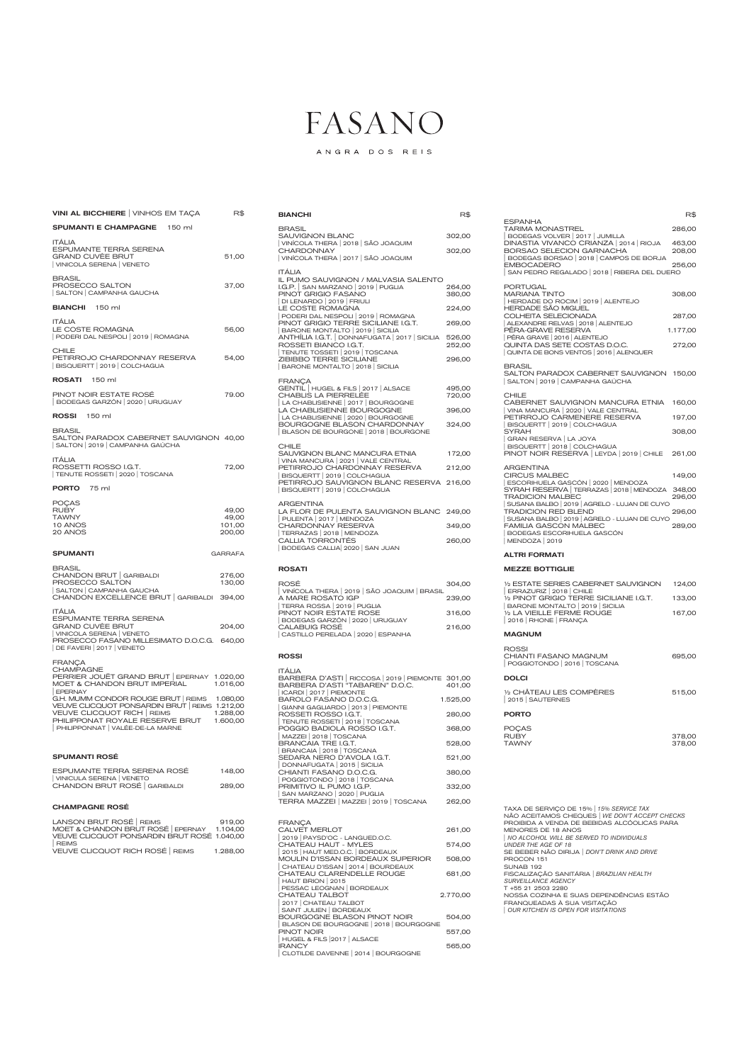# FASANO

ANGRA DOS REIS

## VINI AL BICCHIERE | VINHOS EM TAÇA — R$

### SPUMANTI E CHAMPAGNE 150 ml

ITÁLIA
ESPUMANTE TERRA SERENA GRAND CUVÉE BRUT — 51,00
| VINICOLA SERENA | VENETO

BRASIL
PROSECCO SALTON — 37,00
| SALTON | CAMPANHA GAUCHA

### BIANCHI 150 ml

ITÁLIA
LE COSTE ROMAGNA — 56,00
| PODERI DAL NESPOLI | 2019 | ROMAGNA

CHILE
PETIRROJO CHARDONNAY RESERVA — 54,00
| BISQUERTT | 2019 | COLCHAGUA

### ROSATI 150 ml

PINOT NOIR ESTATE ROSÉ — 79.00
| BODEGAS GARZÓN | 2020 | URUGUAY

### ROSSI 150 ml

BRASIL
SALTON PARADOX CABERNET SAUVIGNON — 40,00
| SALTON | 2019 | CAMPANHA GAÚCHA

ITÁLIA
ROSSETTI ROSSO I.G.T. — 72,00
| TENUTE ROSSETI | 2020 | TOSCANA

### PORTO 75 ml

POÇAS
RUBY — 49,00
TAWNY — 49,00
10 ANOS — 101,00
20 ANOS — 200,00

## SPUMANTI — GARRAFA

BRASIL
CHANDON BRUT | GARIBALDI — 276,00
PROSECCO SALTON — 130,00
| SALTON | CAMPANHA GAUCHA
CHANDON EXCELLENCE BRUT | GARIBALDI — 394,00

ITÁLIA
ESPUMANTE TERRA SERENA GRAND CUVÉE BRUT — 204,00
| VINICOLA SERENA | VENETO
PROSECCO FASANO MILLESIMATO D.O.C.G. — 640,00
| DE FAVERI | 2017 | VENETO

FRANÇA
CHAMPAGNE
PERRIER JOUËT GRAND BRUT | EPERNAY — 1.020,00
MOET & CHANDON BRUT IMPERIAL — 1.016,00
| EPERNAY
G.H. MUMM CONDOR ROUGE BRUT | REIMS — 1.080,00
VEUVE CLICQUOT PONSARDIN BRUT | REIMS — 1.212,00
VEUVE CLICQUOT RICH | REIMS — 1.288,00
PHILIPPONAT ROYALE RESERVE BRUT — 1.600,00
| PHILIPPONNAT | VALÉE-DE-LA MARNE

## SPUMANTI ROSÈ

ESPUMANTE TERRA SERENA ROSÈ — 148,00
| VINICULA SERENA | VENETO
CHANDON BRUT ROSÉ | GARIBALDI — 289,00

## CHAMPAGNE ROSÈ

LANSON BRUT ROSÉ | REIMS — 919,00
MOET & CHANDON BRUT ROSÉ | EPERNAY — 1.104,00
VEUVE CLICQUOT PONSARDIN BRUT ROSÉ — 1.040,00
| REIMS
VEUVE CLICQUOT RICH ROSÉ | REIMS — 1.288,00

## BIANCHI — R$

BRASIL
SAUVIGNON BLANC — 302,00
| VINÍCOLA THERA | 2018 | SÃO JOAQUIM
CHARDONNAY — 302,00
| VINÍCOLA THERA | 2017 | SÃO JOAQUIM

ITÁLIA
IL PUMO SAUVIGNON / MALVASIA SALENTO I.G.P. | SAN MARZANO | 2019 | PUGLIA — 264,00
PINOT GRIGIO FASANO — 380,00
| DI LENARDO | 2019 | FRIULI
LE COSTE ROMAGNA — 224,00
| PODERI DAL NESPOLI | 2019 | ROMAGNA
PINOT GRIGIO TERRE SICILIANE I.G.T. — 269,00
| BARONE MONTALTO | 2019 | SICILIA
ANTHÌLIA I.G.T. | DONNAFUGATA | 2017 | SICILIA — 526,00
ROSSETI BIANCO I.G.T. — 252,00
| TENUTE TOSSETI | 2019 | TOSCANA
ZIBIBBO TERRE SICILIANE — 296,00
| BARONE MONTALTO | 2018 | SICILIA

FRANÇA
GENTIL | HUGEL & FILS | 2017 | ALSACE — 495,00
CHABLIS LA PIERRELÉE — 720,00
| LA CHABLISIENNE | 2017 | BOURGOGNE
LA CHABLISIENNE BOURGOGNE — 396,00
| LA CHABLISIENNE | 2020 | BOURGOGNE
BOURGOGNE BLASON CHARDONNAY — 324,00
| BLASON DE BOURGOGNE | 2018 | BOURGONE

CHILE
SAUVIGNON BLANC MANCURA ETNIA — 172,00
| VINA MANCURA | 2021 | VALE CENTRAL
PETIRROJO CHARDONNAY RESERVA — 212,00
| BISQUERTT | 2019 | COLCHAGUA
PETIRROJO SAUVIGNON BLANC RESERVA — 216,00
| BISQUERTT | 2019 | COLCHAGUA

ARGENTINA
LA FLOR DE PULENTA SAUVIGNON BLANC — 249,00
| PULENTA | 2017 | MENDOZA
CHARDONNAY RESERVA — 349,00
| TERRAZAS | 2018 | MENDOZA
CALLIA TORRONTÉS — 260,00
| BODEGAS CALLIA| 2020 | SAN JUAN

## ROSATI

ROSÈ — 304,00
| VINÍCOLA THERA | 2019 | SÃO JOAQUIM | BRASIL
A MARE ROSATO IGP — 239,00
| TERRA ROSSA | 2019 | PUGLIA
PINOT NOIR ESTATE ROSÉ — 316,00
| BODEGAS GARZÓN | 2020 | URUGUAY
CALABUIG ROSÉ — 216,00
| CASTILLO PERELADA | 2020 | ESPANHA

## ROSSI

ITÁLIA
BARBERA D'ASTI | RICCOSA | 2019 | PIEMONTE — 301,00
BARBERA D'ASTI "TABAREN" D.O.C. — 401,00
| ICARDI | 2017 | PIEMONTE
BAROLO FASANO D.O.C.G. — 1.525,00
| GIANNI GAGLIARDO | 2013 | PIEMONTE
ROSSETI ROSSO I.G.T. — 280,00
| TENUTE ROSSETI | 2018 | TOSCANA
POGGIO BADIOLA ROSSO I.G.T. — 368,00
| MAZZEI | 2018 | TOSCANA
BRANCAIA TRE I.G.T. — 528,00
| BRANCAIA | 2018 | TOSCANA
SEDARA NERO D'AVOLA I.G.T. — 521,00
| DONNAFUGATA | 2015 | SICILIA
CHIANTI FASANO D.O.C.G. — 380,00
| POGGIOTONDO | 2018 | TOSCANA
PRIMITIVO IL PUMO I.G.P. — 332,00
| SAN MARZANO | 2020 | PUGLIA
TERRA MAZZEI | MAZZEI | 2019 | TOSCANA — 262,00

FRANÇA
CALVET MERLOT — 261,00
| 2019 | PAYSD'OC - LANGUED.O.C.
CHATEAU HAUT - MYLES — 574,00
| 2015 | HAUT MED.O.C. | BORDEAUX
MOULIN D'ISSAN BORDEAUX SUPERIOR — 508,00
| CHATEAU D'ISSAN | 2014 | BOURDEAUX
CHATEAU CLARENDELLE ROUGE — 681,00
| HAUT BRION | 2015
| PESSAC LEOGNAN | BORDEAUX
CHATEAU TALBOT — 2.770,00
| 2017 | CHATEAU TALBOT
| SAINT JULIEN | BORDEAUX
BOURGOGNE BLASON PINOT NOIR — 504,00
| BLASON DE BOURGOGNE | 2018 | BOURGOGNE
PINOT NOIR — 557,00
| HUGEL & FILS |2017 | ALSACE
IRANCY — 565,00
| CLOTILDE DAVENNE | 2014 | BOURGOGNE

## R$

ESPANHA
TARIMA MONASTREL — 286,00
| BODEGAS VOLVER | 2017 | JUMILLA
DINASTIA VIVANCO CRIANZA | 2014 | RIOJA — 463,00
BORSAO SELECION GARNACHA — 208,00
| BODEGAS BORSAO | 2018 | CAMPOS DE BORJA
EMBOCADERO — 256,00
| SAN PEDRO REGALADO | 2018 | RIBERA DEL DUERO

PORTUGAL
MARIANA TINTO — 308,00
| HERDADE DO ROCIM | 2019 | ALENTEJO
HERDADE SÃO MIGUEL COLHEITA SELECIONADA — 287,00
| ALEXANDRE RELVAS | 2018 | ALENTEJO
PÊRA-GRAVE RESERVA — 1.177,00
| PÊRA GRAVE | 2016 | ALENTEJO
QUINTA DAS SETE COSTAS D.O.C. — 272,00
| QUINTA DE BONS VENTOS | 2016 | ALENQUER

BRASIL
SALTON PARADOX CABERNET SAUVIGNON — 150,00
| SALTON | 2019 | CAMPANHA GAÚCHA

CHILE
CABERNET SAUVIGNON MANCURA ETNIA — 160,00
| VINA MANCURA | 2020 | VALE CENTRAL
PETIRROJO CARMENERE RESERVA — 197,00
| BISQUERTT | 2019 | COLCHAGUA
SYRAH — 308,00
| GRAN RESERVA | LA JOYA
| BISQUERTT | 2018 | COLCHAGUA
PINOT NOIR RESERVA | LEYDA | 2019 | CHILE — 261,00

ARGENTINA
CIRCUS MALBEC — 149,00
| ESCORIHUELA GASCÓN | 2020 | MENDOZA
SYRAH RESERVA | TERRAZAS | 2018 | MENDOZA — 348,00
TRADICION MALBEC — 296,00
| SUSANA BALBO | 2019 | AGRELO - LUJAN DE CUYO
TRADICION RED BLEND — 296,00
| SUSANA BALBO | 2019 | AGRELO - LUJAN DE CUYO
FAMILIA GASCON MALBEC — 289,00
| BODEGAS ESCORIHUELA GASCÓN
| MENDOZA | 2019

## ALTRI FORMATI

### MEZZE BOTTIGLIE

½ ESTATE SERIES CABERNET SAUVIGNON — 124,00
| ERRAZURIZ | 2018 | CHILE
½ PINOT GRIGIO TERRE SICILIANE I.G.T. — 133,00
| BARONE MONTALTO | 2019 | SICILIA
½ LA VIEILLE FERME ROUGE — 167,00
| 2016 | RHONE | FRANÇA

### MAGNUM

ROSSI
CHIANTI FASANO MAGNUM — 695,00
| POGGIOTONDO | 2016 | TOSCANA

### DOLCI

½ CHÂTEAU LES COMPÈRES — 515,00
| 2015 | SAUTERNES

### PORTO

POÇAS
RUBY — 378,00
TAWNY — 378,00

TAXA DE SERVIÇO DE 15% | *15% SERVICE TAX*
NÃO ACEITAMOS CHEQUES | *WE DON'T ACCEPT CHECKS*
PROIBIDA A VENDA DE BEBIDAS ALCÓOLICAS PARA MENORES DE 18 ANOS
| *NO ALCOHOL WILL BE SERVED TO INDIVIDUALS UNDER THE AGE OF 18*
SE BEBER NÃO DIRIJA | *DON'T DRINK AND DRIVE*
PROCON 151
SUNAB 192
FISCALIZAÇÃO SANITÁRIA | *BRAZILIAN HEALTH SURVEILLANCE AGENCY*
T +55 21 2503 2280
NOSSA COZINHA E SUAS DEPENDÊNCIAS ESTÃO FRANQUEADAS À SUA VISITAÇÃO
| *OUR KITCHEN IS OPEN FOR VISITATIONS*